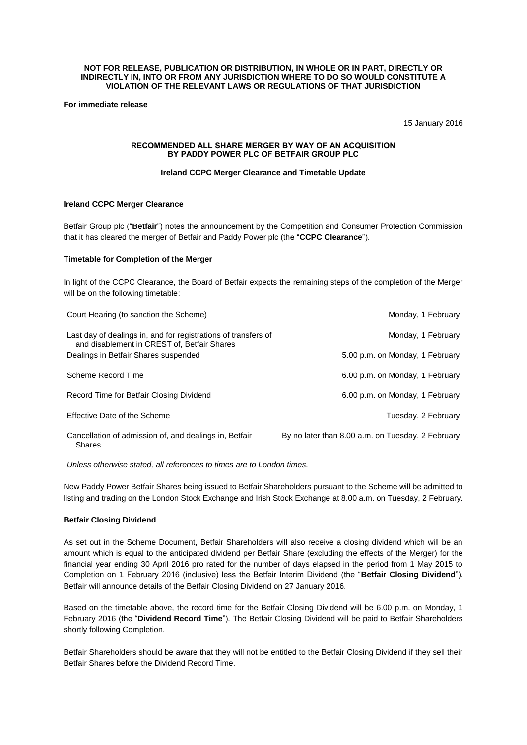**NOT FOR RELEASE, PUBLICATION OR DISTRIBUTION, IN WHOLE OR IN PART, DIRECTLY OR INDIRECTLY IN, INTO OR FROM ANY JURISDICTION WHERE TO DO SO WOULD CONSTITUTE A VIOLATION OF THE RELEVANT LAWS OR REGULATIONS OF THAT JURISDICTION**

**For immediate release**

15 January 2016

**RECOMMENDED ALL SHARE MERGER BY WAY OF AN ACQUISITION BY PADDY POWER PLC OF BETFAIR GROUP PLC**

**Ireland CCPC Merger Clearance and Timetable Update**

**Ireland CCPC Merger Clearance**

Betfair Group plc ("**Betfair**") notes the announcement by the Competition and Consumer Protection Commission that it has cleared the merger of Betfair and Paddy Power plc (the "**CCPC Clearance**").

**Timetable for Completion of the Merger**

In light of the CCPC Clearance, the Board of Betfair expects the remaining steps of the completion of the Merger will be on the following timetable:

| | |
|---|---|
| Court Hearing (to sanction the Scheme) | Monday, 1 February |
| Last day of dealings in, and for registrations of transfers of and disablement in CREST of, Betfair Shares | Monday, 1 February |
| Dealings in Betfair Shares suspended | 5.00 p.m. on Monday, 1 February |
| Scheme Record Time | 6.00 p.m. on Monday, 1 February |
| Record Time for Betfair Closing Dividend | 6.00 p.m. on Monday, 1 February |
| Effective Date of the Scheme | Tuesday, 2 February |
| Cancellation of admission of, and dealings in, Betfair Shares | By no later than 8.00 a.m. on Tuesday, 2 February |

*Unless otherwise stated, all references to times are to London times.*

New Paddy Power Betfair Shares being issued to Betfair Shareholders pursuant to the Scheme will be admitted to listing and trading on the London Stock Exchange and Irish Stock Exchange at 8.00 a.m. on Tuesday, 2 February.

**Betfair Closing Dividend**

As set out in the Scheme Document, Betfair Shareholders will also receive a closing dividend which will be an amount which is equal to the anticipated dividend per Betfair Share (excluding the effects of the Merger) for the financial year ending 30 April 2016 pro rated for the number of days elapsed in the period from 1 May 2015 to Completion on 1 February 2016 (inclusive) less the Betfair Interim Dividend (the "**Betfair Closing Dividend**"). Betfair will announce details of the Betfair Closing Dividend on 27 January 2016.

Based on the timetable above, the record time for the Betfair Closing Dividend will be 6.00 p.m. on Monday, 1 February 2016 (the "**Dividend Record Time**"). The Betfair Closing Dividend will be paid to Betfair Shareholders shortly following Completion.

Betfair Shareholders should be aware that they will not be entitled to the Betfair Closing Dividend if they sell their Betfair Shares before the Dividend Record Time.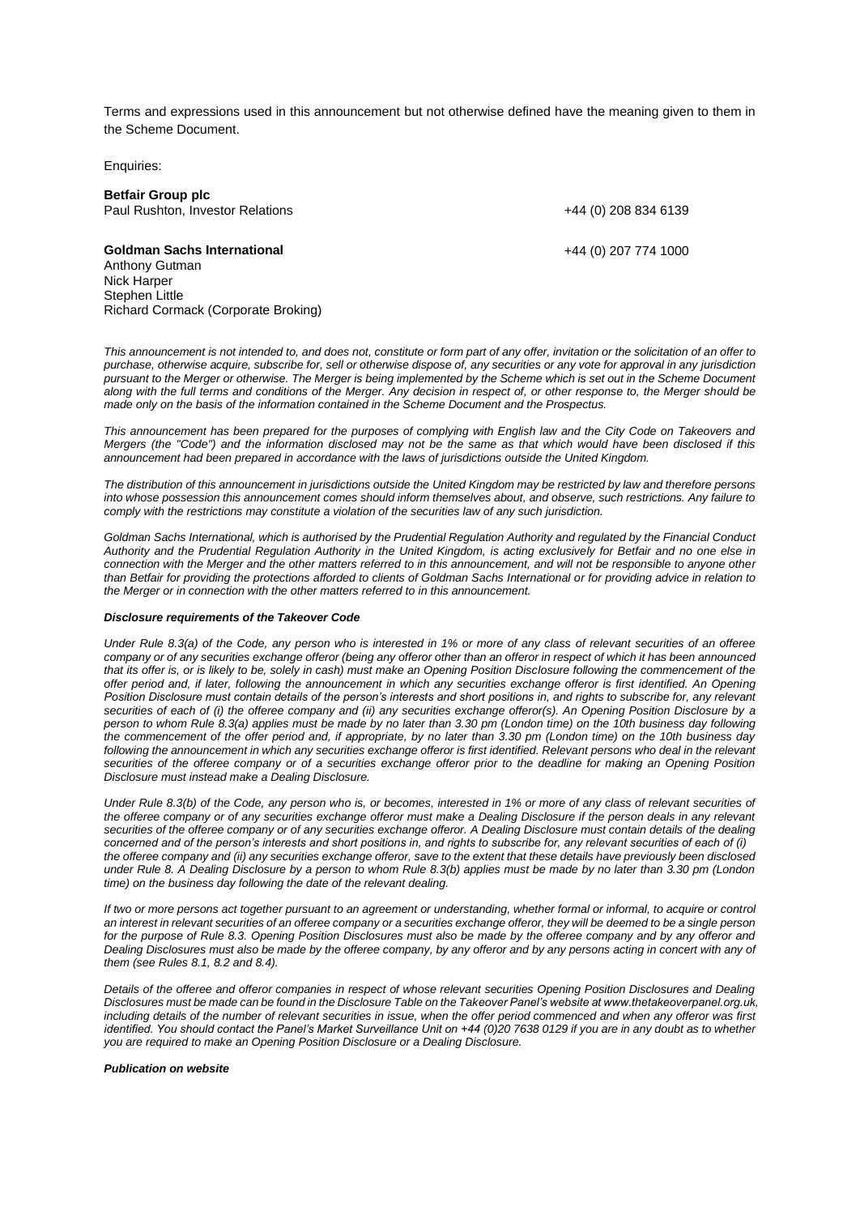Terms and expressions used in this announcement but not otherwise defined have the meaning given to them in the Scheme Document.

Enquiries:

| | |
|---|---|
| **Betfair Group plc** | |
| Paul Rushton, Investor Relations | +44 (0) 208 834 6139 |
| | |
| **Goldman Sachs International** | +44 (0) 207 774 1000 |
| Anthony Gutman | |
| Nick Harper | |
| Stephen Little | |
| Richard Cormack (Corporate Broking) | |

*This announcement is not intended to, and does not, constitute or form part of any offer, invitation or the solicitation of an offer to purchase, otherwise acquire, subscribe for, sell or otherwise dispose of, any securities or any vote for approval in any jurisdiction pursuant to the Merger or otherwise. The Merger is being implemented by the Scheme which is set out in the Scheme Document along with the full terms and conditions of the Merger. Any decision in respect of, or other response to, the Merger should be made only on the basis of the information contained in the Scheme Document and the Prospectus.*

*This announcement has been prepared for the purposes of complying with English law and the City Code on Takeovers and Mergers (the "Code") and the information disclosed may not be the same as that which would have been disclosed if this announcement had been prepared in accordance with the laws of jurisdictions outside the United Kingdom.*

*The distribution of this announcement in jurisdictions outside the United Kingdom may be restricted by law and therefore persons into whose possession this announcement comes should inform themselves about, and observe, such restrictions. Any failure to comply with the restrictions may constitute a violation of the securities law of any such jurisdiction.*

*Goldman Sachs International, which is authorised by the Prudential Regulation Authority and regulated by the Financial Conduct Authority and the Prudential Regulation Authority in the United Kingdom, is acting exclusively for Betfair and no one else in connection with the Merger and the other matters referred to in this announcement, and will not be responsible to anyone other than Betfair for providing the protections afforded to clients of Goldman Sachs International or for providing advice in relation to the Merger or in connection with the other matters referred to in this announcement.*

***Disclosure requirements of the Takeover Code***

*Under Rule 8.3(a) of the Code, any person who is interested in 1% or more of any class of relevant securities of an offeree company or of any securities exchange offeror (being any offeror other than an offeror in respect of which it has been announced that its offer is, or is likely to be, solely in cash) must make an Opening Position Disclosure following the commencement of the offer period and, if later, following the announcement in which any securities exchange offeror is first identified. An Opening Position Disclosure must contain details of the person's interests and short positions in, and rights to subscribe for, any relevant securities of each of (i) the offeree company and (ii) any securities exchange offeror(s). An Opening Position Disclosure by a person to whom Rule 8.3(a) applies must be made by no later than 3.30 pm (London time) on the 10th business day following the commencement of the offer period and, if appropriate, by no later than 3.30 pm (London time) on the 10th business day following the announcement in which any securities exchange offeror is first identified. Relevant persons who deal in the relevant securities of the offeree company or of a securities exchange offeror prior to the deadline for making an Opening Position Disclosure must instead make a Dealing Disclosure.*

*Under Rule 8.3(b) of the Code, any person who is, or becomes, interested in 1% or more of any class of relevant securities of the offeree company or of any securities exchange offeror must make a Dealing Disclosure if the person deals in any relevant securities of the offeree company or of any securities exchange offeror. A Dealing Disclosure must contain details of the dealing concerned and of the person's interests and short positions in, and rights to subscribe for, any relevant securities of each of (i) the offeree company and (ii) any securities exchange offeror, save to the extent that these details have previously been disclosed under Rule 8. A Dealing Disclosure by a person to whom Rule 8.3(b) applies must be made by no later than 3.30 pm (London time) on the business day following the date of the relevant dealing.*

*If two or more persons act together pursuant to an agreement or understanding, whether formal or informal, to acquire or control an interest in relevant securities of an offeree company or a securities exchange offeror, they will be deemed to be a single person for the purpose of Rule 8.3. Opening Position Disclosures must also be made by the offeree company and by any offeror and Dealing Disclosures must also be made by the offeree company, by any offeror and by any persons acting in concert with any of them (see Rules 8.1, 8.2 and 8.4).*

*Details of the offeree and offeror companies in respect of whose relevant securities Opening Position Disclosures and Dealing Disclosures must be made can be found in the Disclosure Table on the Takeover Panel's website at www.thetakeoverpanel.org.uk, including details of the number of relevant securities in issue, when the offer period commenced and when any offeror was first identified. You should contact the Panel's Market Surveillance Unit on +44 (0)20 7638 0129 if you are in any doubt as to whether you are required to make an Opening Position Disclosure or a Dealing Disclosure.*

***Publication on website***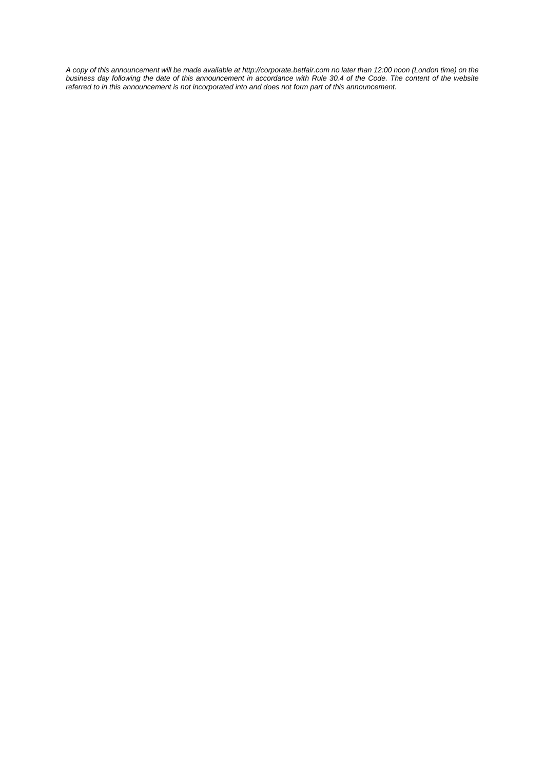*A copy of this announcement will be made available at http://corporate.betfair.com no later than 12:00 noon (London time) on the business day following the date of this announcement in accordance with Rule 30.4 of the Code. The content of the website referred to in this announcement is not incorporated into and does not form part of this announcement.*